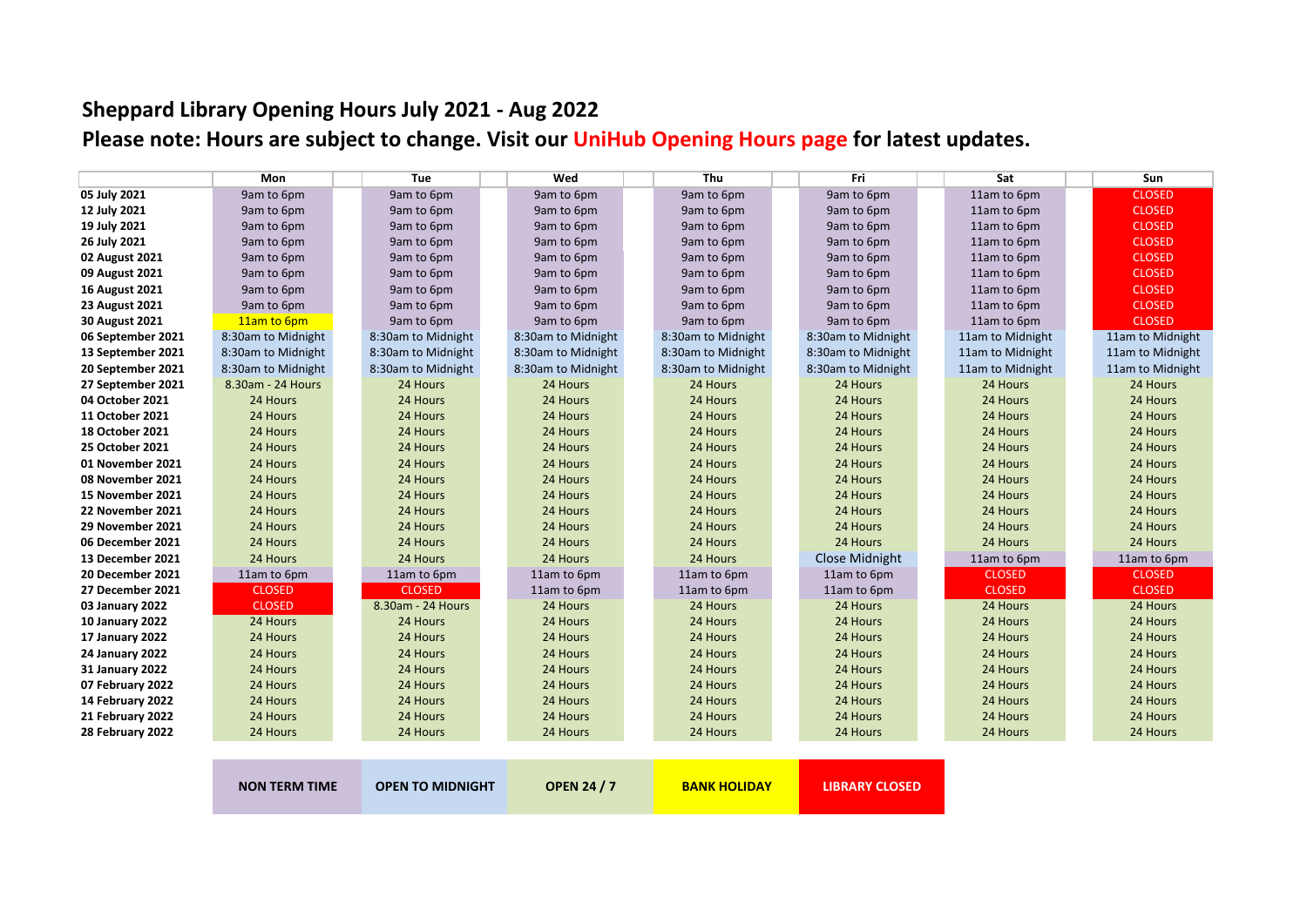# Sheppard Library Opening Hours July 2021 - Aug 2022

## Please note: Hours are subject to change. Visit our UniHub Opening Hours page for latest updates.

| | Mon | Tue | Wed | Thu | Fri | Sat | Sun |
|---|---|---|---|---|---|---|---|
| 05 July 2021 | 9am to 6pm | 9am to 6pm | 9am to 6pm | 9am to 6pm | 9am to 6pm | 11am to 6pm | CLOSED |
| 12 July 2021 | 9am to 6pm | 9am to 6pm | 9am to 6pm | 9am to 6pm | 9am to 6pm | 11am to 6pm | CLOSED |
| 19 July 2021 | 9am to 6pm | 9am to 6pm | 9am to 6pm | 9am to 6pm | 9am to 6pm | 11am to 6pm | CLOSED |
| 26 July 2021 | 9am to 6pm | 9am to 6pm | 9am to 6pm | 9am to 6pm | 9am to 6pm | 11am to 6pm | CLOSED |
| 02 August 2021 | 9am to 6pm | 9am to 6pm | 9am to 6pm | 9am to 6pm | 9am to 6pm | 11am to 6pm | CLOSED |
| 09 August 2021 | 9am to 6pm | 9am to 6pm | 9am to 6pm | 9am to 6pm | 9am to 6pm | 11am to 6pm | CLOSED |
| 16 August 2021 | 9am to 6pm | 9am to 6pm | 9am to 6pm | 9am to 6pm | 9am to 6pm | 11am to 6pm | CLOSED |
| 23 August 2021 | 9am to 6pm | 9am to 6pm | 9am to 6pm | 9am to 6pm | 9am to 6pm | 11am to 6pm | CLOSED |
| 30 August 2021 | 11am to 6pm | 9am to 6pm | 9am to 6pm | 9am to 6pm | 9am to 6pm | 11am to 6pm | CLOSED |
| 06 September 2021 | 8:30am to Midnight | 8:30am to Midnight | 8:30am to Midnight | 8:30am to Midnight | 8:30am to Midnight | 11am to Midnight | 11am to Midnight |
| 13 September 2021 | 8:30am to Midnight | 8:30am to Midnight | 8:30am to Midnight | 8:30am to Midnight | 8:30am to Midnight | 11am to Midnight | 11am to Midnight |
| 20 September 2021 | 8:30am to Midnight | 8:30am to Midnight | 8:30am to Midnight | 8:30am to Midnight | 8:30am to Midnight | 11am to Midnight | 11am to Midnight |
| 27 September 2021 | 8.30am - 24 Hours | 24 Hours | 24 Hours | 24 Hours | 24 Hours | 24 Hours | 24 Hours |
| 04 October 2021 | 24 Hours | 24 Hours | 24 Hours | 24 Hours | 24 Hours | 24 Hours | 24 Hours |
| 11 October 2021 | 24 Hours | 24 Hours | 24 Hours | 24 Hours | 24 Hours | 24 Hours | 24 Hours |
| 18 October 2021 | 24 Hours | 24 Hours | 24 Hours | 24 Hours | 24 Hours | 24 Hours | 24 Hours |
| 25 October 2021 | 24 Hours | 24 Hours | 24 Hours | 24 Hours | 24 Hours | 24 Hours | 24 Hours |
| 01 November 2021 | 24 Hours | 24 Hours | 24 Hours | 24 Hours | 24 Hours | 24 Hours | 24 Hours |
| 08 November 2021 | 24 Hours | 24 Hours | 24 Hours | 24 Hours | 24 Hours | 24 Hours | 24 Hours |
| 15 November 2021 | 24 Hours | 24 Hours | 24 Hours | 24 Hours | 24 Hours | 24 Hours | 24 Hours |
| 22 November 2021 | 24 Hours | 24 Hours | 24 Hours | 24 Hours | 24 Hours | 24 Hours | 24 Hours |
| 29 November 2021 | 24 Hours | 24 Hours | 24 Hours | 24 Hours | 24 Hours | 24 Hours | 24 Hours |
| 06 December 2021 | 24 Hours | 24 Hours | 24 Hours | 24 Hours | 24 Hours | 24 Hours | 24 Hours |
| 13 December 2021 | 24 Hours | 24 Hours | 24 Hours | 24 Hours | Close Midnight | 11am to 6pm | 11am to 6pm |
| 20 December 2021 | 11am to 6pm | 11am to 6pm | 11am to 6pm | 11am to 6pm | 11am to 6pm | CLOSED | CLOSED |
| 27 December 2021 | CLOSED | CLOSED | 11am to 6pm | 11am to 6pm | 11am to 6pm | CLOSED | CLOSED |
| 03 January 2022 | CLOSED | 8.30am - 24 Hours | 24 Hours | 24 Hours | 24 Hours | 24 Hours | 24 Hours |
| 10 January 2022 | 24 Hours | 24 Hours | 24 Hours | 24 Hours | 24 Hours | 24 Hours | 24 Hours |
| 17 January 2022 | 24 Hours | 24 Hours | 24 Hours | 24 Hours | 24 Hours | 24 Hours | 24 Hours |
| 24 January 2022 | 24 Hours | 24 Hours | 24 Hours | 24 Hours | 24 Hours | 24 Hours | 24 Hours |
| 31 January 2022 | 24 Hours | 24 Hours | 24 Hours | 24 Hours | 24 Hours | 24 Hours | 24 Hours |
| 07 February 2022 | 24 Hours | 24 Hours | 24 Hours | 24 Hours | 24 Hours | 24 Hours | 24 Hours |
| 14 February 2022 | 24 Hours | 24 Hours | 24 Hours | 24 Hours | 24 Hours | 24 Hours | 24 Hours |
| 21 February 2022 | 24 Hours | 24 Hours | 24 Hours | 24 Hours | 24 Hours | 24 Hours | 24 Hours |
| 28 February 2022 | 24 Hours | 24 Hours | 24 Hours | 24 Hours | 24 Hours | 24 Hours | 24 Hours |

**NON TERM TIME** | **OPEN TO MIDNIGHT** | **OPEN 24 / 7** | **BANK HOLIDAY** | **LIBRARY CLOSED**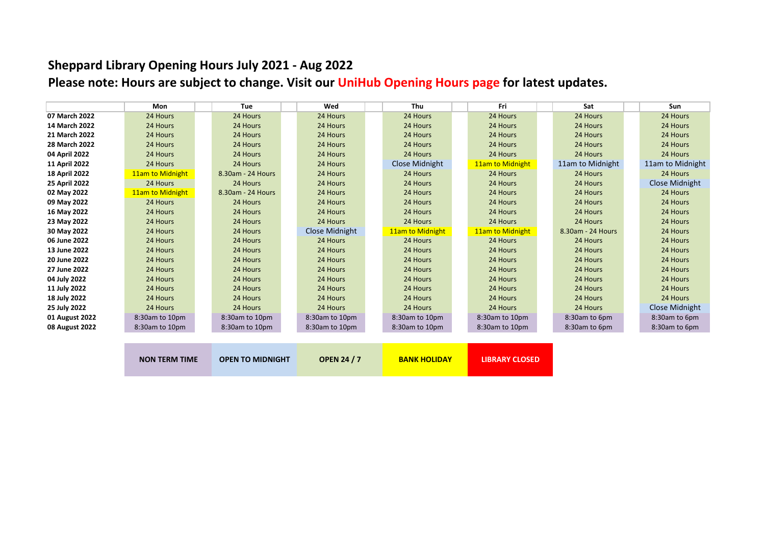**Sheppard Library Opening Hours July 2021 - Aug 2022**

**Please note: Hours are subject to change. Visit our UniHub Opening Hours page for latest updates.**

| | Mon | Tue | Wed | Thu | Fri | Sat | Sun |
|---|---|---|---|---|---|---|---|
| **07 March 2022** | 24 Hours | 24 Hours | 24 Hours | 24 Hours | 24 Hours | 24 Hours | 24 Hours |
| **14 March 2022** | 24 Hours | 24 Hours | 24 Hours | 24 Hours | 24 Hours | 24 Hours | 24 Hours |
| **21 March 2022** | 24 Hours | 24 Hours | 24 Hours | 24 Hours | 24 Hours | 24 Hours | 24 Hours |
| **28 March 2022** | 24 Hours | 24 Hours | 24 Hours | 24 Hours | 24 Hours | 24 Hours | 24 Hours |
| **04 April 2022** | 24 Hours | 24 Hours | 24 Hours | 24 Hours | 24 Hours | 24 Hours | 24 Hours |
| **11 April 2022** | 24 Hours | 24 Hours | 24 Hours | Close Midnight | 11am to Midnight | 11am to Midnight | 11am to Midnight |
| **18 April 2022** | 11am to Midnight | 8.30am - 24 Hours | 24 Hours | 24 Hours | 24 Hours | 24 Hours | 24 Hours |
| **25 April 2022** | 24 Hours | 24 Hours | 24 Hours | 24 Hours | 24 Hours | 24 Hours | Close Midnight |
| **02 May 2022** | 11am to Midnight | 8.30am - 24 Hours | 24 Hours | 24 Hours | 24 Hours | 24 Hours | 24 Hours |
| **09 May 2022** | 24 Hours | 24 Hours | 24 Hours | 24 Hours | 24 Hours | 24 Hours | 24 Hours |
| **16 May 2022** | 24 Hours | 24 Hours | 24 Hours | 24 Hours | 24 Hours | 24 Hours | 24 Hours |
| **23 May 2022** | 24 Hours | 24 Hours | 24 Hours | 24 Hours | 24 Hours | 24 Hours | 24 Hours |
| **30 May 2022** | 24 Hours | 24 Hours | Close Midnight | 11am to Midnight | 11am to Midnight | 8.30am - 24 Hours | 24 Hours |
| **06 June 2022** | 24 Hours | 24 Hours | 24 Hours | 24 Hours | 24 Hours | 24 Hours | 24 Hours |
| **13 June 2022** | 24 Hours | 24 Hours | 24 Hours | 24 Hours | 24 Hours | 24 Hours | 24 Hours |
| **20 June 2022** | 24 Hours | 24 Hours | 24 Hours | 24 Hours | 24 Hours | 24 Hours | 24 Hours |
| **27 June 2022** | 24 Hours | 24 Hours | 24 Hours | 24 Hours | 24 Hours | 24 Hours | 24 Hours |
| **04 July 2022** | 24 Hours | 24 Hours | 24 Hours | 24 Hours | 24 Hours | 24 Hours | 24 Hours |
| **11 July 2022** | 24 Hours | 24 Hours | 24 Hours | 24 Hours | 24 Hours | 24 Hours | 24 Hours |
| **18 July 2022** | 24 Hours | 24 Hours | 24 Hours | 24 Hours | 24 Hours | 24 Hours | 24 Hours |
| **25 July 2022** | 24 Hours | 24 Hours | 24 Hours | 24 Hours | 24 Hours | 24 Hours | Close Midnight |
| **01 August 2022** | 8:30am to 10pm | 8:30am to 10pm | 8:30am to 10pm | 8:30am to 10pm | 8:30am to 10pm | 8:30am to 6pm | 8:30am to 6pm |
| **08 August 2022** | 8:30am to 10pm | 8:30am to 10pm | 8:30am to 10pm | 8:30am to 10pm | 8:30am to 10pm | 8:30am to 6pm | 8:30am to 6pm |

| | | | | |
|---|---|---|---|---|
| **NON TERM TIME** | **OPEN TO MIDNIGHT** | **OPEN 24 / 7** | **BANK HOLIDAY** | **LIBRARY CLOSED** |